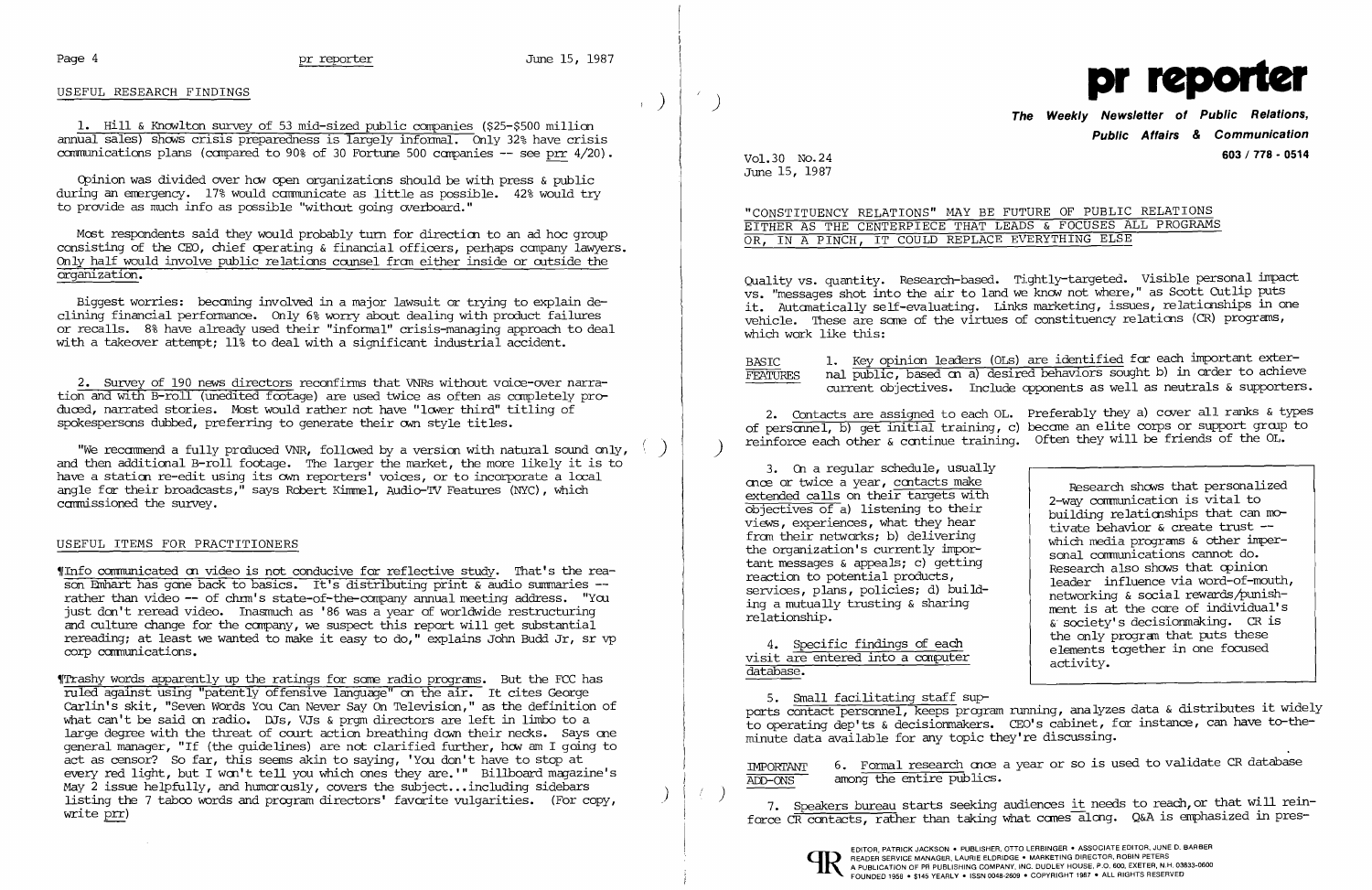## USEFUL RESEARCH FINDINGS

1. Hill & Knowlton survey of 53 mid-sized public companies ($25-$500 million annual sales) shows crisis preparedness is largely informal. Only 32% have crisis communications plans (compared to 90% of 30 Fortune 500 companies -- see prr 4/20).

Opinion was divided over how open organizations should be with press & public during an emergency. 17% would communicate as little as possible. 42% would try to provide as much info as possible "without going overboard."

Most respondents said they would probably turn for direction to an ad hoc group consisting of the CEO, chief operating & financial officers, perhaps company lawyers. Only half would involve public relations counsel from either inside or outside the organization.

Biggest worries: becoming involved in a major lawsuit or trying to explain declining financial performance. Only 6% worry about dealing with product failures or recalls. 8% have already used their "informal" crisis-managing approach to deal with a takeover attempt; 11% to deal with a significant industrial accident.

2. Survey of 190 news directors reconfirms that VNRs without voice-over narration and with B-roll (unedited footage) are used twice as often as completely produced, narrated stories. Most would rather not have "lower third" titling of spokespersons dubbed, preferring to generate their own style titles.

"We recommend a fully produced VNR, followed by a version with natural sound only, and then additional B-roll footage. The larger the market, the more likely it is to have a station re-edit using its own reporters' voices, or to incorporate a local angle for their broadcasts," says Robert Kimmel, Audio-TV Features (NYC), which commissioned the survey.

## USEFUL ITEMS FOR PRACTITIONERS

¶Info communicated on video is not conducive for reflective study. That's the reason Emhart has gone back to basics. It's distributing print & audio summaries -- rather than video -- of chrm's state-of-the-company annual meeting address. "You just don't reread video. Inasmuch as '86 was a year of worldwide restructuring and culture change for the company, we suspect this report will get substantial rereading; at least we wanted to make it easy to do," explains John Budd Jr, sr vp corp communications.

¶Trashy words apparently up the ratings for some radio programs. But the FCC has ruled against using "patently offensive language" on the air. It cites George Carlin's skit, "Seven Words You Can Never Say On Television," as the definition of what can't be said on radio. DJs, VJs & prgm directors are left in limbo to a large degree with the threat of court action breathing down their necks. Says one general manager, "If (the guidelines) are not clarified further, how am I going to act as censor? So far, this seems akin to saying, 'You don't have to stop at every red light, but I won't tell you which ones they are.'" Billboard magazine's May 2 issue helpfully, and humorously, covers the subject...including sidebars listing the 7 taboo words and program directors' favorite vulgarities. (For copy, write prr)

# pr reporter

**The Weekly Newsletter of Public Relations, Public Affairs & Communication**

**603 / 778 - 0514**

Vol.30 No.24
June 15, 1987

## "CONSTITUENCY RELATIONS" MAY BE FUTURE OF PUBLIC RELATIONS EITHER AS THE CENTERPIECE THAT LEADS & FOCUSES ALL PROGRAMS OR, IN A PINCH, IT COULD REPLACE EVERYTHING ELSE

Quality vs. quantity. Research-based. Tightly-targeted. Visible personal impact vs. "messages shot into the air to land we know not where," as Scott Cutlip puts it. Automatically self-evaluating. Links marketing, issues, relationships in one vehicle. These are some of the virtues of constituency relations (CR) programs, which work like this:

BASIC FEATURES

1. Key opinion leaders (OLs) are identified for each important external public, based on a) desired behaviors sought b) in order to achieve current objectives. Include opponents as well as neutrals & supporters.

2. Contacts are assigned to each OL. Preferably they a) cover all ranks & types of personnel, b) get initial training, c) become an elite corps or support group to reinforce each other & continue training. Often they will be friends of the OL.

3. On a regular schedule, usually once or twice a year, contacts make extended calls on their targets with objectives of a) listening to their views, experiences, what they hear from their networks; b) delivering the organization's currently important messages & appeals; c) getting reaction to potential products, services, plans, policies; d) building a mutually trusting & sharing relationship.

> Research shows that personalized 2-way communication is vital to building relationships that can motivate behavior & create trust -- which media programs & other impersonal communications cannot do. Research also shows that opinion leader influence via word-of-mouth, networking & social rewards/punishment is at the core of individual's & society's decisionmaking. CR is the only program that puts these elements together in one focused activity.

4. Specific findings of each visit are entered into a computer database.

5. Small facilitating staff supports contact personnel, keeps program running, analyzes data & distributes it widely to operating dep'ts & decisionmakers. CEO's cabinet, for instance, can have to-the-minute data available for any topic they're discussing.

IMPORTANT ADD-ONS

6. Formal research once a year or so is used to validate CR database among the entire publics.

7. Speakers bureau starts seeking audiences it needs to reach, or that will reinforce CR contacts, rather than taking what comes along. Q&A is emphasized in pres-

EDITOR, PATRICK JACKSON • PUBLISHER, OTTO LERBINGER • ASSOCIATE EDITOR, JUNE D. BARBER
READER SERVICE MANAGER, LAURIE ELDRIDGE • MARKETING DIRECTOR, ROBIN PETERS
A PUBLICATION OF PR PUBLISHING COMPANY, INC. DUDLEY HOUSE, P.O. 600, EXETER, N.H. 03833-0600
FOUNDED 1958 • $145 YEARLY • ISSN 0048-2609 • COPYRIGHT 1987 • ALL RIGHTS RESERVED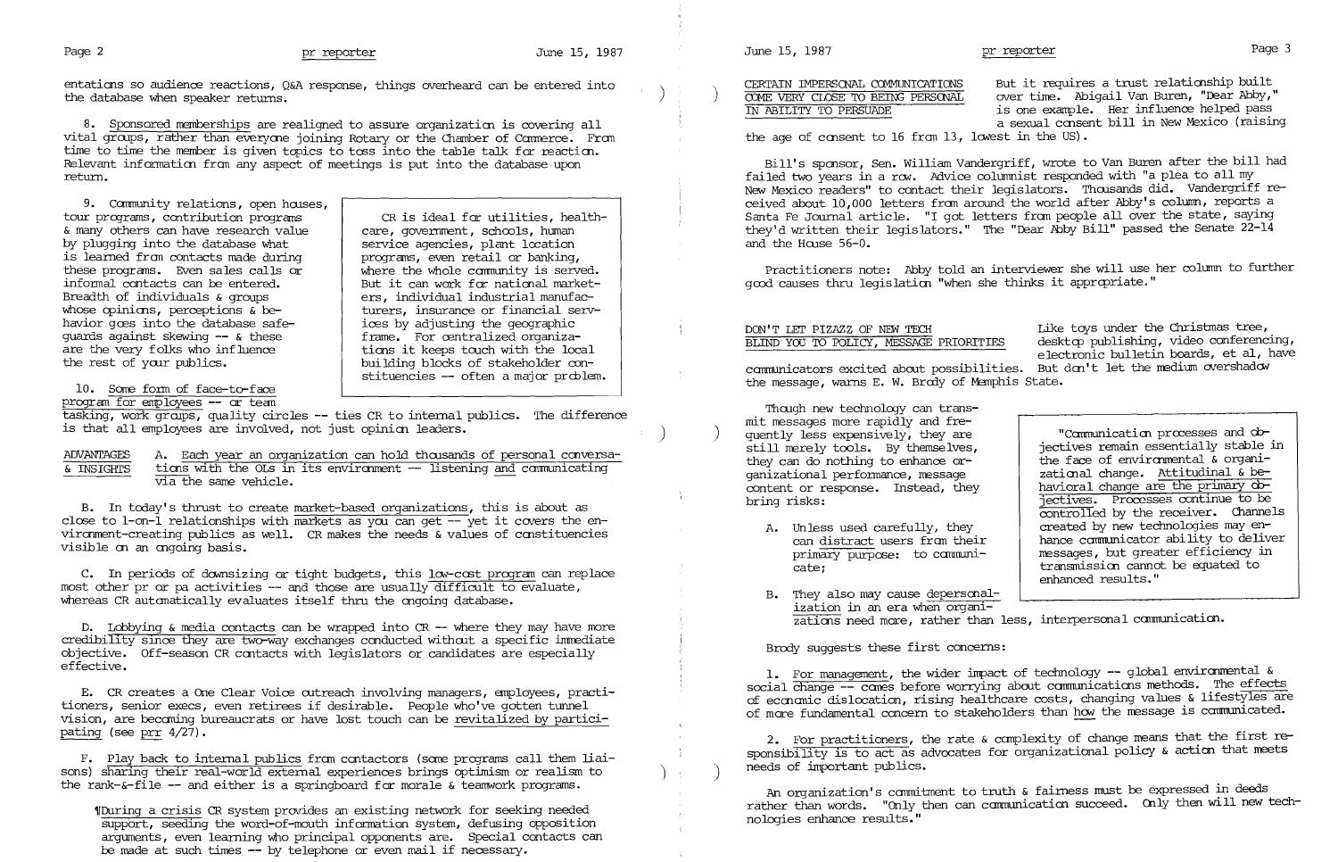entations so audience reactions, Q&A response, things overheard can be entered into the database when speaker returns.

8. Sponsored memberships are realigned to assure organization is covering all vital groups, rather than everyone joining Rotary or the Chamber of Commerce. From time to time the member is given topics to toss into the table talk for reaction. Relevant information from any aspect of meetings is put into the database upon return.

9. Community relations, open houses, tour programs, contribution programs & many others can have research value by plugging into the database what is learned from contacts made during these programs. Even sales calls or informal contacts can be entered. Breadth of individuals & groups whose opinions, perceptions & behavior goes into the database safeguards against skewing -- & these are the very folks who influence the rest of your publics.

> CR is ideal for utilities, healthcare, government, schools, human service agencies, plant location programs, even retail or banking, where the whole community is served. But it can work for national marketers, individual industrial manufacturers, insurance or financial services by adjusting the geographic frame. For centralized organizations it keeps touch with the local building blocks of stakeholder constituencies -- often a major problem.

10. Some form of face-to-face program for employees -- or team tasking, work groups, quality circles -- ties CR to internal publics. The difference is that all employees are involved, not just opinion leaders.

**ADVANTAGES & INSIGHTS**

A. Each year an organization can hold thousands of personal conversations with the OLs in its environment -- listening and communicating via the same vehicle.

B. In today's thrust to create market-based organizations, this is about as close to 1-on-1 relationships with markets as you can get -- yet it covers the environment-creating publics as well. CR makes the needs & values of constituencies visible on an ongoing basis.

C. In periods of downsizing or tight budgets, this low-cost program can replace most other pr or pa activities -- and those are usually difficult to evaluate, whereas CR automatically evaluates itself thru the ongoing database.

D. Lobbying & media contacts can be wrapped into CR -- where they may have more credibility since they are two-way exchanges conducted without a specific immediate objective. Off-season CR contacts with legislators or candidates are especially effective.

E. CR creates a One Clear Voice outreach involving managers, employees, practitioners, senior execs, even retirees if desirable. People who've gotten tunnel vision, are becoming bureaucrats or have lost touch can be revitalized by participating (see prr 4/27).

F. Play back to internal publics from contactors (some programs call them liaisons) sharing their real-world external experiences brings optimism or realism to the rank-&-file -- and either is a springboard for morale & teamwork programs.

¶During a crisis CR system provides an existing network for seeking needed support, seeding the word-of-mouth information system, defusing opposition arguments, even learning who principal opponents are. Special contacts can be made at such times -- by telephone or even mail if necessary.

**CERTAIN IMPERSONAL COMMUNICATIONS COME VERY CLOSE TO BEING PERSONAL IN ABILITY TO PERSUADE**

But it requires a trust relationship built over time. Abigail Van Buren, "Dear Abby," is one example. Her influence helped pass a sexual consent bill in New Mexico (raising the age of consent to 16 from 13, lowest in the US).

Bill's sponsor, Sen. William Vandergriff, wrote to Van Buren after the bill had failed two years in a row. Advice columnist responded with "a plea to all my New Mexico readers" to contact their legislators. Thousands did. Vandergriff received about 10,000 letters from around the world after Abby's column, reports a Santa Fe Journal article. "I got letters from people all over the state, saying they'd written their legislators." The "Dear Abby Bill" passed the Senate 22-14 and the House 56-0.

Practitioners note: Abby told an interviewer she will use her column to further good causes thru legislation "when she thinks it appropriate."

**DON'T LET PIZAZZ OF NEW TECH BLIND YOU TO POLICY, MESSAGE PRIORITIES**

Like toys under the Christmas tree, desktop publishing, video conferencing, electronic bulletin boards, et al, have communicators excited about possibilities. But don't let the medium overshadow the message, warns E. W. Brody of Memphis State.

Though new technology can transmit messages more rapidly and frequently less expensively, they are still merely tools. By themselves, they can do nothing to enhance organizational performance, message content or response. Instead, they bring risks:

> "Communication processes and objectives remain essentially stable in the face of environmental & organizational change. Attitudinal & behavioral change are the primary objectives. Processes continue to be controlled by the receiver. Channels created by new technologies may enhance communicator ability to deliver messages, but greater efficiency in transmission cannot be equated to enhanced results."

A. Unless used carefully, they can distract users from their primary purpose: to communicate;

B. They also may cause depersonalization in an era when organizations need more, rather than less, interpersonal communication.

Brody suggests these first concerns:

1. For management, the wider impact of technology -- global environmental & social change -- comes before worrying about communications methods. The effects of economic dislocation, rising healthcare costs, changing values & lifestyles are of more fundamental concern to stakeholders than how the message is communicated.

2. For practitioners, the rate & complexity of change means that the first responsibility is to act as advocates for organizational policy & action that meets needs of important publics.

An organization's commitment to truth & fairness must be expressed in deeds rather than words. "Only then can communication succeed. Only then will new technologies enhance results."